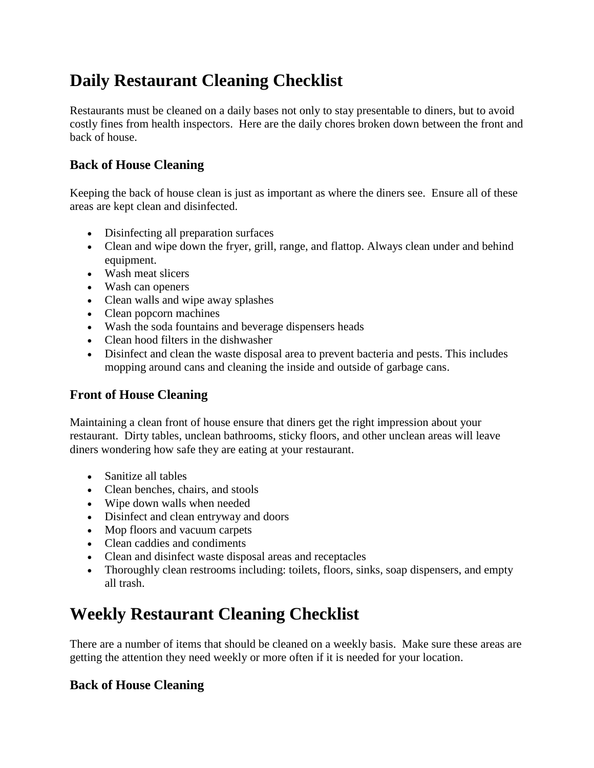# Daily Restaurant Cleaning Checklist

Restaurants must be cleaned on a daily bases not only to stay presentable to diners, but to avoid costly fines from health inspectors. Here are the daily chores broken down between the front and back of house.

### Back of House Cleaning

Keeping the back of house clean is just as important as where the diners see. Ensure all of these areas are kept clean and disinfected.

- Disinfecting all preparation surfaces
- Clean and wipe down the fryer, grill, range, and flattop. Always clean under and behind equipment.
- Wash meat slicers
- Wash can openers
- Clean walls and wipe away splashes
- Clean popcorn machines
- Wash the soda fountains and beverage dispensers heads
- Clean hood filters in the dishwasher
- Disinfect and clean the waste disposal area to prevent bacteria and pests. This includes mopping around cans and cleaning the inside and outside of garbage cans.

### Front of House Cleaning

Maintaining a clean front of house ensure that diners get the right impression about your restaurant. Dirty tables, unclean bathrooms, sticky floors, and other unclean areas will leave diners wondering how safe they are eating at your restaurant.

- Sanitize all tables
- Clean benches, chairs, and stools
- Wipe down walls when needed
- Disinfect and clean entryway and doors
- Mop floors and vacuum carpets
- Clean caddies and condiments
- Clean and disinfect waste disposal areas and receptacles
- Thoroughly clean restrooms including: toilets, floors, sinks, soap dispensers, and empty all trash.

# Weekly Restaurant Cleaning Checklist

There are a number of items that should be cleaned on a weekly basis. Make sure these areas are getting the attention they need weekly or more often if it is needed for your location.

### Back of House Cleaning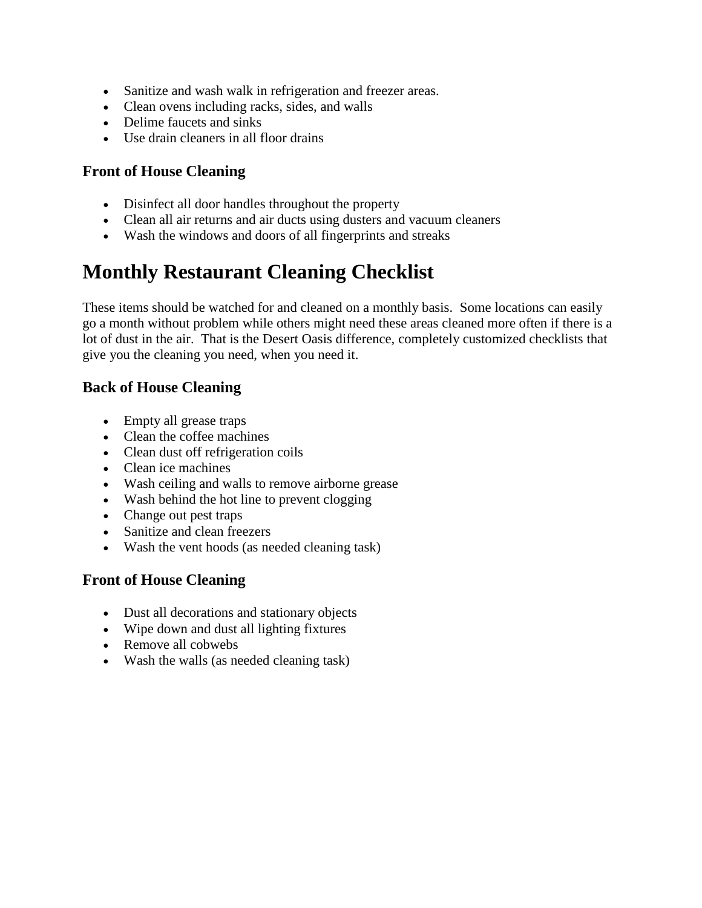- Sanitize and wash walk in refrigeration and freezer areas.
- Clean ovens including racks, sides, and walls
- Delime faucets and sinks
- Use drain cleaners in all floor drains

### Front of House Cleaning

- Disinfect all door handles throughout the property
- Clean all air returns and air ducts using dusters and vacuum cleaners
- Wash the windows and doors of all fingerprints and streaks

## Monthly Restaurant Cleaning Checklist

These items should be watched for and cleaned on a monthly basis. Some locations can easily go a month without problem while others might need these areas cleaned more often if there is a lot of dust in the air. That is the Desert Oasis difference, completely customized checklists that give you the cleaning you need, when you need it.

### Back of House Cleaning

- Empty all grease traps
- Clean the coffee machines
- Clean dust off refrigeration coils
- Clean ice machines
- Wash ceiling and walls to remove airborne grease
- Wash behind the hot line to prevent clogging
- Change out pest traps
- Sanitize and clean freezers
- Wash the vent hoods (as needed cleaning task)

### Front of House Cleaning

- Dust all decorations and stationary objects
- Wipe down and dust all lighting fixtures
- Remove all cobwebs
- Wash the walls (as needed cleaning task)